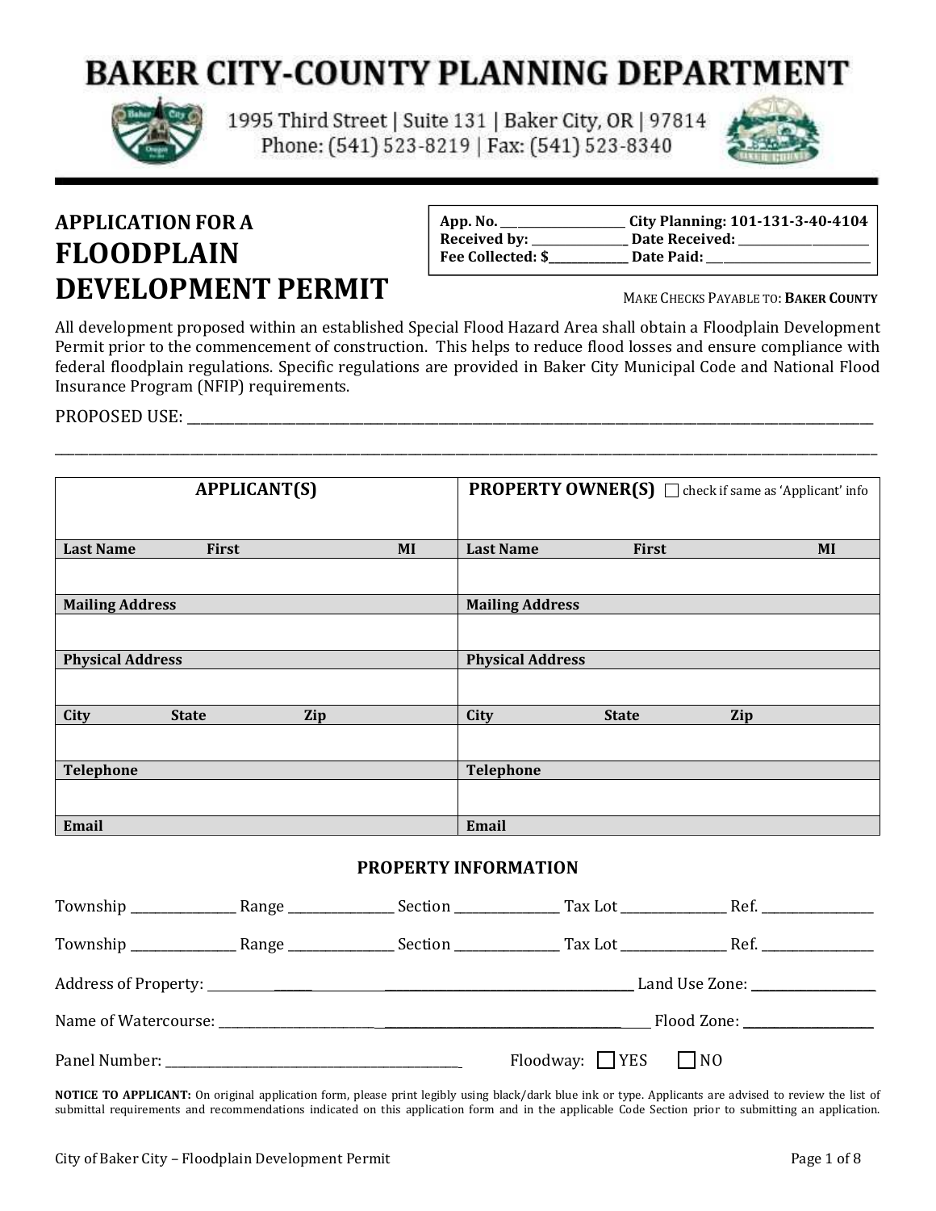# BAKER CITY-COUNTY PLANNING DEPARTMENT

1995 Third Street | Suite 131 | Baker City, OR | 97814
Phone: (541) 523-8219 | Fax: (541) 523-8340

## APPLICATION FOR A FLOODPLAIN DEVELOPMENT PERMIT

| | |
|---|---|
| **App. No.** ____________ | **City Planning: 101-131-3-40-4104** |
| **Received by:** ____________ | **Date Received:** ____________ |
| **Fee Collected: $**__________ | **Date Paid:** ____________ |

MAKE CHECKS PAYABLE TO: **BAKER COUNTY**

All development proposed within an established Special Flood Hazard Area shall obtain a Floodplain Development Permit prior to the commencement of construction. This helps to reduce flood losses and ensure compliance with federal floodplain regulations. Specific regulations are provided in Baker City Municipal Code and National Flood Insurance Program (NFIP) requirements.

PROPOSED USE: ________________________________________________________________

________________________________________________________________________________

| **APPLICANT(S)** | **PROPERTY OWNER(S)** ☐ check if same as 'Applicant' info |
|---|---|
| **Last Name** **First** **MI** | **Last Name** **First** **MI** |
| | |
| **Mailing Address** | **Mailing Address** |
| | |
| **Physical Address** | **Physical Address** |
| | |
| **City** **State** **Zip** | **City** **State** **Zip** |
| | |
| **Telephone** | **Telephone** |
| | |
| **Email** | **Email** |

### PROPERTY INFORMATION

Township ____________ Range ____________ Section ____________ Tax Lot ____________ Ref. ____________

Township ____________ Range ____________ Section ____________ Tax Lot ____________ Ref. ____________

Address of Property: ______________________________________ Land Use Zone: ____________

Name of Watercourse: ______________________________________ Flood Zone: ____________

Panel Number: ______________________________ Floodway: ☐ YES ☐ NO

**NOTICE TO APPLICANT:** On original application form, please print legibly using black/dark blue ink or type. Applicants are advised to review the list of submittal requirements and recommendations indicated on this application form and in the applicable Code Section prior to submitting an application.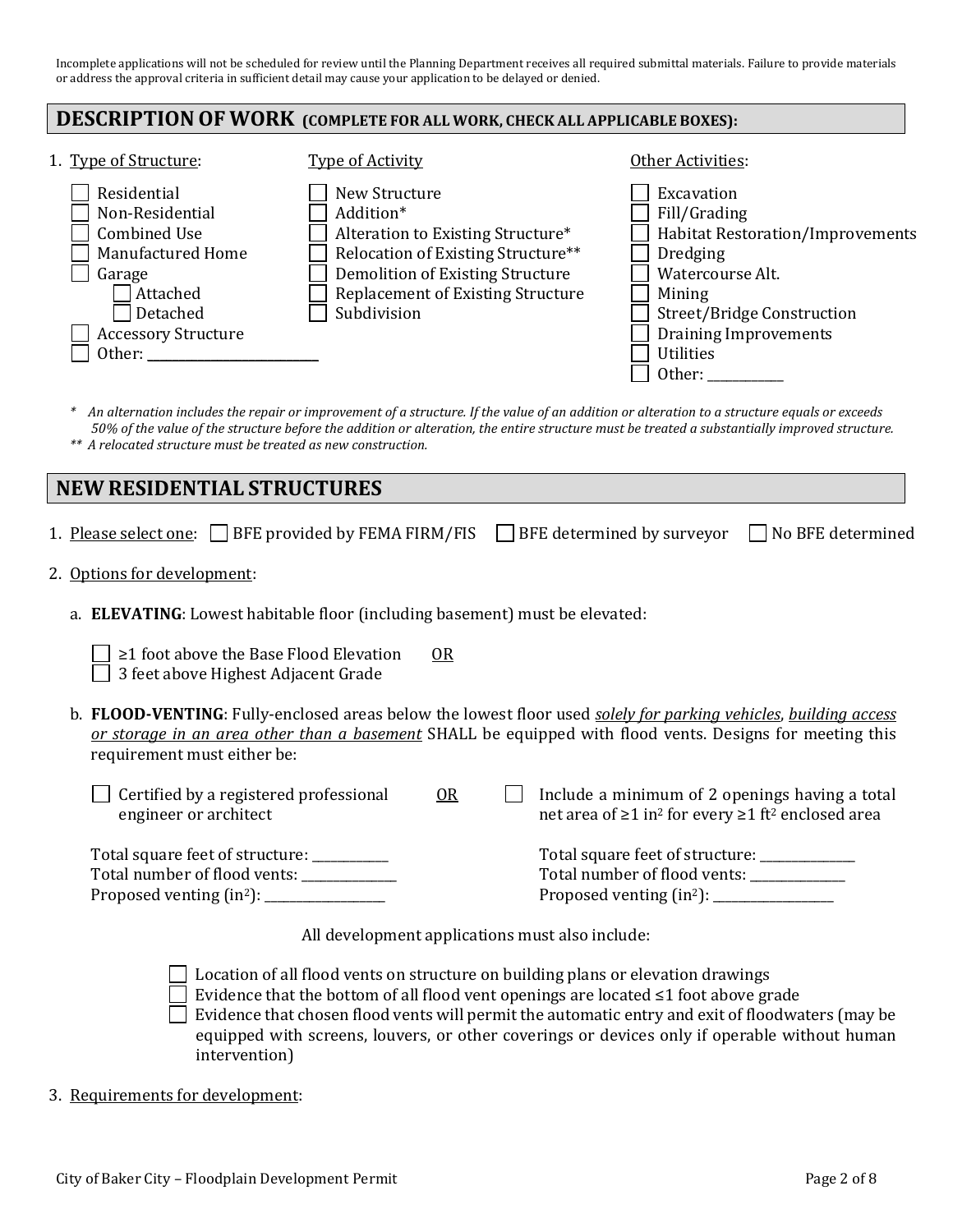Incomplete applications will not be scheduled for review until the Planning Department receives all required submittal materials. Failure to provide materials or address the approval criteria in sufficient detail may cause your application to be delayed or denied.

## DESCRIPTION OF WORK (COMPLETE FOR ALL WORK, CHECK ALL APPLICABLE BOXES):

1. Type of Structure:
   - ☐ Residential
   - ☐ Non-Residential
   - ☐ Combined Use
   - ☐ Manufactured Home
   - ☐ Garage
     - ☐ Attached
     - ☐ Detached
   - ☐ Accessory Structure
   - ☐ Other: ___________________________

   Type of Activity
   - ☐ New Structure
   - ☐ Addition*
   - ☐ Alteration to Existing Structure*
   - ☐ Relocation of Existing Structure**
   - ☐ Demolition of Existing Structure
   - ☐ Replacement of Existing Structure
   - ☐ Subdivision

   Other Activities:
   - ☐ Excavation
   - ☐ Fill/Grading
   - ☐ Habitat Restoration/Improvements
   - ☐ Dredging
   - ☐ Watercourse Alt.
   - ☐ Mining
   - ☐ Street/Bridge Construction
   - ☐ Draining Improvements
   - ☐ Utilities
   - ☐ Other: ____________

*\* An alternation includes the repair or improvement of a structure. If the value of an addition or alteration to a structure equals or exceeds 50% of the value of the structure before the addition or alteration, the entire structure must be treated a substantially improved structure.*

*\*\* A relocated structure must be treated as new construction.*

## NEW RESIDENTIAL STRUCTURES

1. Please select one: ☐ BFE provided by FEMA FIRM/FIS ☐ BFE determined by surveyor ☐ No BFE determined

2. Options for development:

   a. **ELEVATING**: Lowest habitable floor (including basement) must be elevated:

   ☐ ≥1 foot above the Base Flood Elevation OR
   ☐ 3 feet above Highest Adjacent Grade

   b. **FLOOD-VENTING**: Fully-enclosed areas below the lowest floor used *solely for parking vehicles*, *building access or storage in an area other than a basement* SHALL be equipped with flood vents. Designs for meeting this requirement must either be:

   ☐ Certified by a registered professional engineer or architect

   Total square feet of structure: ___________
   Total number of flood vents: _____________
   Proposed venting ($in^2$): _________________

   OR

   ☐ Include a minimum of 2 openings having a total net area of ≥1 $in^2$ for every ≥1 $ft^2$ enclosed area

   Total square feet of structure: ______________
   Total number of flood vents: _____________
   Proposed venting ($in^2$): _________________

   All development applications must also include:

   ☐ Location of all flood vents on structure on building plans or elevation drawings
   ☐ Evidence that the bottom of all flood vent openings are located ≤1 foot above grade
   ☐ Evidence that chosen flood vents will permit the automatic entry and exit of floodwaters (may be equipped with screens, louvers, or other coverings or devices only if operable without human intervention)

3. Requirements for development: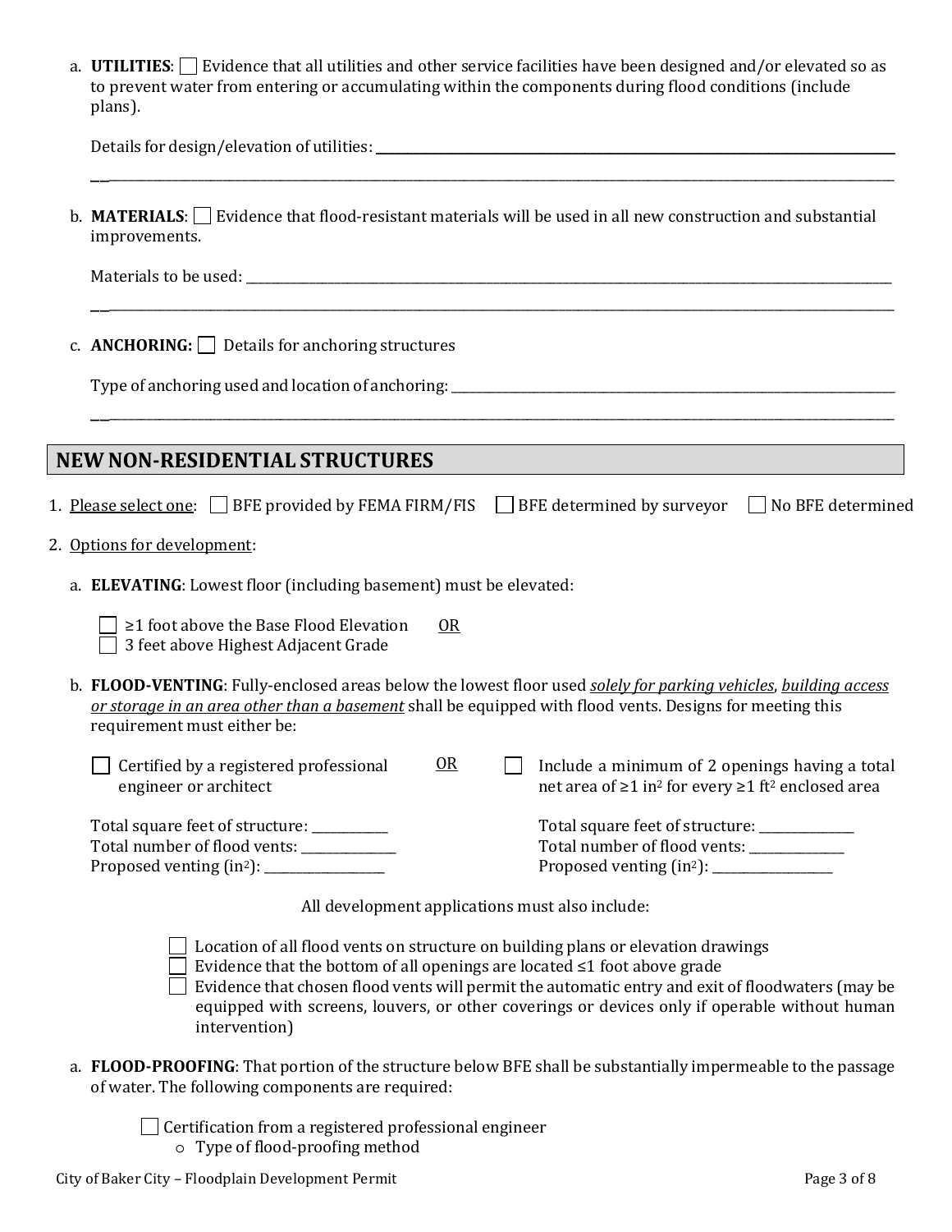a. **UTILITIES**: ☐ Evidence that all utilities and other service facilities have been designed and/or elevated so as to prevent water from entering or accumulating within the components during flood conditions (include plans).

   Details for design/elevation of utilities: ______________________________________________________________

   ______________________________________________________________________________________________

b. **MATERIALS**: ☐ Evidence that flood-resistant materials will be used in all new construction and substantial improvements.

   Materials to be used: ______________________________________________________________________________

   ______________________________________________________________________________________________

c. **ANCHORING:** ☐ Details for anchoring structures

   Type of anchoring used and location of anchoring: _____________________________________________________

   ______________________________________________________________________________________________

## NEW NON-RESIDENTIAL STRUCTURES

1. Please select one: ☐ BFE provided by FEMA FIRM/FIS ☐ BFE determined by surveyor ☐ No BFE determined

2. Options for development:

   a. **ELEVATING**: Lowest floor (including basement) must be elevated:

      ☐ ≥1 foot above the Base Flood Elevation OR
      ☐ 3 feet above Highest Adjacent Grade

   b. **FLOOD-VENTING**: Fully-enclosed areas below the lowest floor used *solely for parking vehicles*, *building access or storage in an area other than a basement* shall be equipped with flood vents. Designs for meeting this requirement must either be:

      ☐ Certified by a registered professional engineer or architect

      Total square feet of structure: ___________
      Total number of flood vents: _____________
      Proposed venting ($in^2$): _________________

      OR

      ☐ Include a minimum of 2 openings having a total net area of ≥1 $in^2$ for every ≥1 $ft^2$ enclosed area

      Total square feet of structure: _____________
      Total number of flood vents: _____________
      Proposed venting ($in^2$): _________________

      All development applications must also include:

      ☐ Location of all flood vents on structure on building plans or elevation drawings
      ☐ Evidence that the bottom of all openings are located ≤1 foot above grade
      ☐ Evidence that chosen flood vents will permit the automatic entry and exit of floodwaters (may be equipped with screens, louvers, or other coverings or devices only if operable without human intervention)

   a. **FLOOD-PROOFING**: That portion of the structure below BFE shall be substantially impermeable to the passage of water. The following components are required:

      ☐ Certification from a registered professional engineer
      - Type of flood-proofing method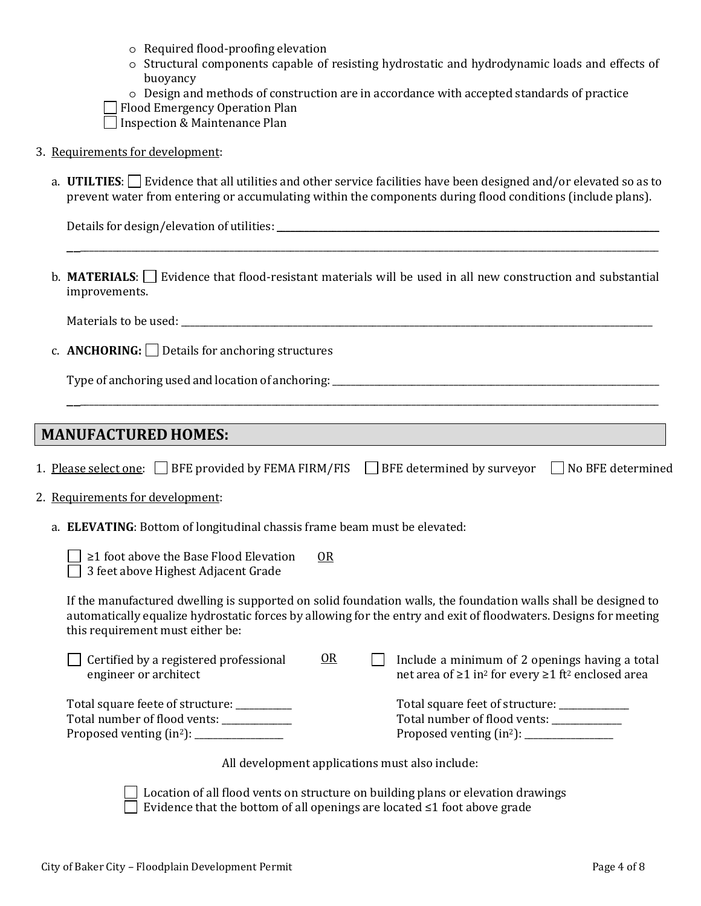- Required flood-proofing elevation
- Structural components capable of resisting hydrostatic and hydrodynamic loads and effects of buoyancy
- Design and methods of construction are in accordance with accepted standards of practice

☐ Flood Emergency Operation Plan
☐ Inspection & Maintenance Plan

3. Requirements for development:

   a. **UTILTIES**: ☐ Evidence that all utilities and other service facilities have been designed and/or elevated so as to prevent water from entering or accumulating within the components during flood conditions (include plans).

   Details for design/elevation of utilities: ______________________________________________

   ______________________________________________________________________________

   b. **MATERIALS**: ☐ Evidence that flood-resistant materials will be used in all new construction and substantial improvements.

   Materials to be used: ______________________________________________________________

   c. **ANCHORING:** ☐ Details for anchoring structures

   Type of anchoring used and location of anchoring: _____________________________________

   ______________________________________________________________________________

## MANUFACTURED HOMES:

1. Please select one: ☐ BFE provided by FEMA FIRM/FIS ☐ BFE determined by surveyor ☐ No BFE determined

2. Requirements for development:

   a. **ELEVATING**: Bottom of longitudinal chassis frame beam must be elevated:

   ☐ ≥1 foot above the Base Flood Elevation OR
   ☐ 3 feet above Highest Adjacent Grade

   If the manufactured dwelling is supported on solid foundation walls, the foundation walls shall be designed to automatically equalize hydrostatic forces by allowing for the entry and exit of floodwaters. Designs for meeting this requirement must either be:

   ☐ Certified by a registered professional engineer or architect

   Total square feete of structure: ___________
   Total number of flood vents: ___________
   Proposed venting (in$^2$): ___________

   OR

   ☐ Include a minimum of 2 openings having a total net area of ≥1 in$^2$ for every ≥1 ft$^2$ enclosed area

   Total square feet of structure: ___________
   Total number of flood vents: ___________
   Proposed venting (in$^2$): ___________

   All development applications must also include:

   ☐ Location of all flood vents on structure on building plans or elevation drawings
   ☐ Evidence that the bottom of all openings are located ≤1 foot above grade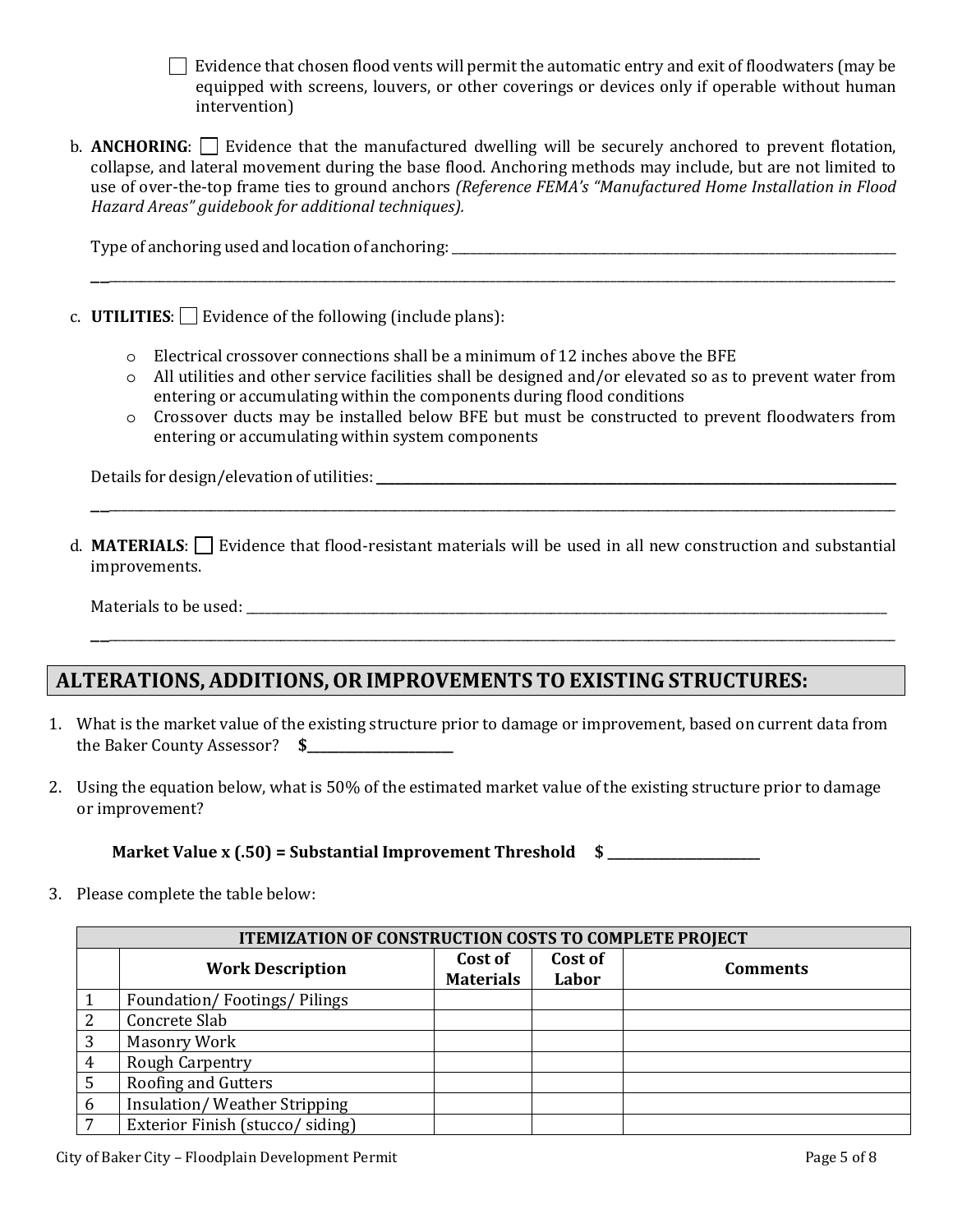- [ ] Evidence that chosen flood vents will permit the automatic entry and exit of floodwaters (may be equipped with screens, louvers, or other coverings or devices only if operable without human intervention)

b. **ANCHORING**: [ ] Evidence that the manufactured dwelling will be securely anchored to prevent flotation, collapse, and lateral movement during the base flood. Anchoring methods may include, but are not limited to use of over-the-top frame ties to ground anchors *(Reference FEMA's "Manufactured Home Installation in Flood Hazard Areas" guidebook for additional techniques).*

Type of anchoring used and location of anchoring: ______________________________________________

______________________________________________________________________________

c. **UTILITIES**: [ ] Evidence of the following (include plans):

- Electrical crossover connections shall be a minimum of 12 inches above the BFE
- All utilities and other service facilities shall be designed and/or elevated so as to prevent water from entering or accumulating within the components during flood conditions
- Crossover ducts may be installed below BFE but must be constructed to prevent floodwaters from entering or accumulating within system components

Details for design/elevation of utilities: ______________________________________________

______________________________________________________________________________

d. **MATERIALS**: [ ] Evidence that flood-resistant materials will be used in all new construction and substantial improvements.

Materials to be used: ______________________________________________

______________________________________________________________________________

## ALTERATIONS, ADDITIONS, OR IMPROVEMENTS TO EXISTING STRUCTURES:

1. What is the market value of the existing structure prior to damage or improvement, based on current data from the Baker County Assessor? **$______________**

2. Using the equation below, what is 50% of the estimated market value of the existing structure prior to damage or improvement?

   **Market Value x (.50) = Substantial Improvement Threshold $ ______________**

3. Please complete the table below:

| ITEMIZATION OF CONSTRUCTION COSTS TO COMPLETE PROJECT | | | | |
|---|---|---|---|---|
| | **Work Description** | **Cost of Materials** | **Cost of Labor** | **Comments** |
| 1 | Foundation/ Footings/ Pilings | | | |
| 2 | Concrete Slab | | | |
| 3 | Masonry Work | | | |
| 4 | Rough Carpentry | | | |
| 5 | Roofing and Gutters | | | |
| 6 | Insulation/ Weather Stripping | | | |
| 7 | Exterior Finish (stucco/ siding) | | | |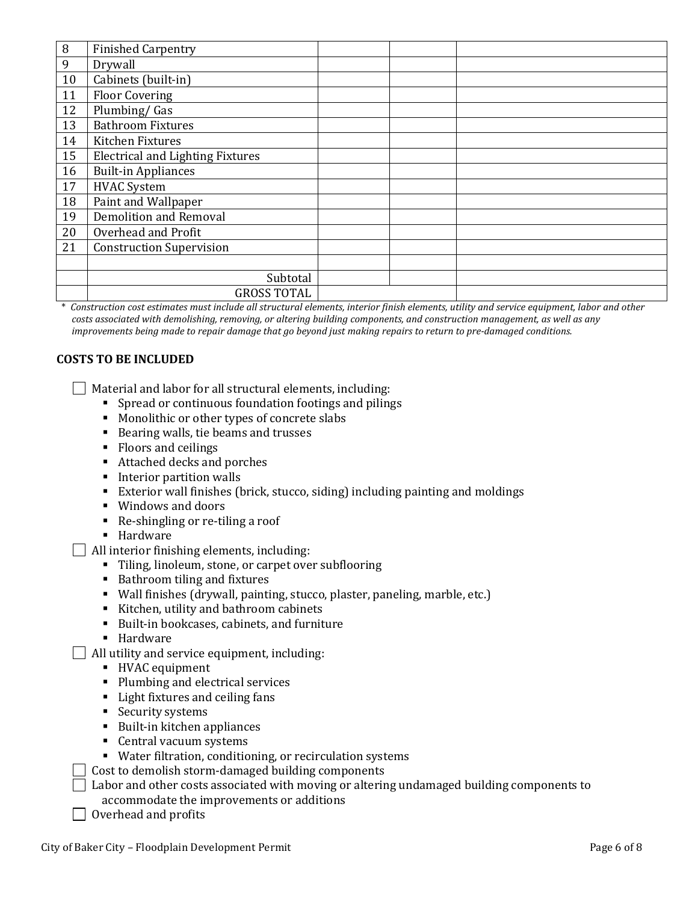| | | | | |
|---|---|---|---|---|
| 8 | Finished Carpentry | | | |
| 9 | Drywall | | | |
| 10 | Cabinets (built-in) | | | |
| 11 | Floor Covering | | | |
| 12 | Plumbing/ Gas | | | |
| 13 | Bathroom Fixtures | | | |
| 14 | Kitchen Fixtures | | | |
| 15 | Electrical and Lighting Fixtures | | | |
| 16 | Built-in Appliances | | | |
| 17 | HVAC System | | | |
| 18 | Paint and Wallpaper | | | |
| 19 | Demolition and Removal | | | |
| 20 | Overhead and Profit | | | |
| 21 | Construction Supervision | | | |
| | | | | |
| | Subtotal | | | |
| | GROSS TOTAL | | | |

* *Construction cost estimates must include all structural elements, interior finish elements, utility and service equipment, labor and other costs associated with demolishing, removing, or altering building components, and construction management, as well as any improvements being made to repair damage that go beyond just making repairs to return to pre-damaged conditions.*

**COSTS TO BE INCLUDED**

- ☐ Material and labor for all structural elements, including:
  - Spread or continuous foundation footings and pilings
  - Monolithic or other types of concrete slabs
  - Bearing walls, tie beams and trusses
  - Floors and ceilings
  - Attached decks and porches
  - Interior partition walls
  - Exterior wall finishes (brick, stucco, siding) including painting and moldings
  - Windows and doors
  - Re-shingling or re-tiling a roof
  - Hardware
- ☐ All interior finishing elements, including:
  - Tiling, linoleum, stone, or carpet over subflooring
  - Bathroom tiling and fixtures
  - Wall finishes (drywall, painting, stucco, plaster, paneling, marble, etc.)
  - Kitchen, utility and bathroom cabinets
  - Built-in bookcases, cabinets, and furniture
  - Hardware
- ☐ All utility and service equipment, including:
  - HVAC equipment
  - Plumbing and electrical services
  - Light fixtures and ceiling fans
  - Security systems
  - Built-in kitchen appliances
  - Central vacuum systems
  - Water filtration, conditioning, or recirculation systems
- ☐ Cost to demolish storm-damaged building components
- ☐ Labor and other costs associated with moving or altering undamaged building components to accommodate the improvements or additions
- ☐ Overhead and profits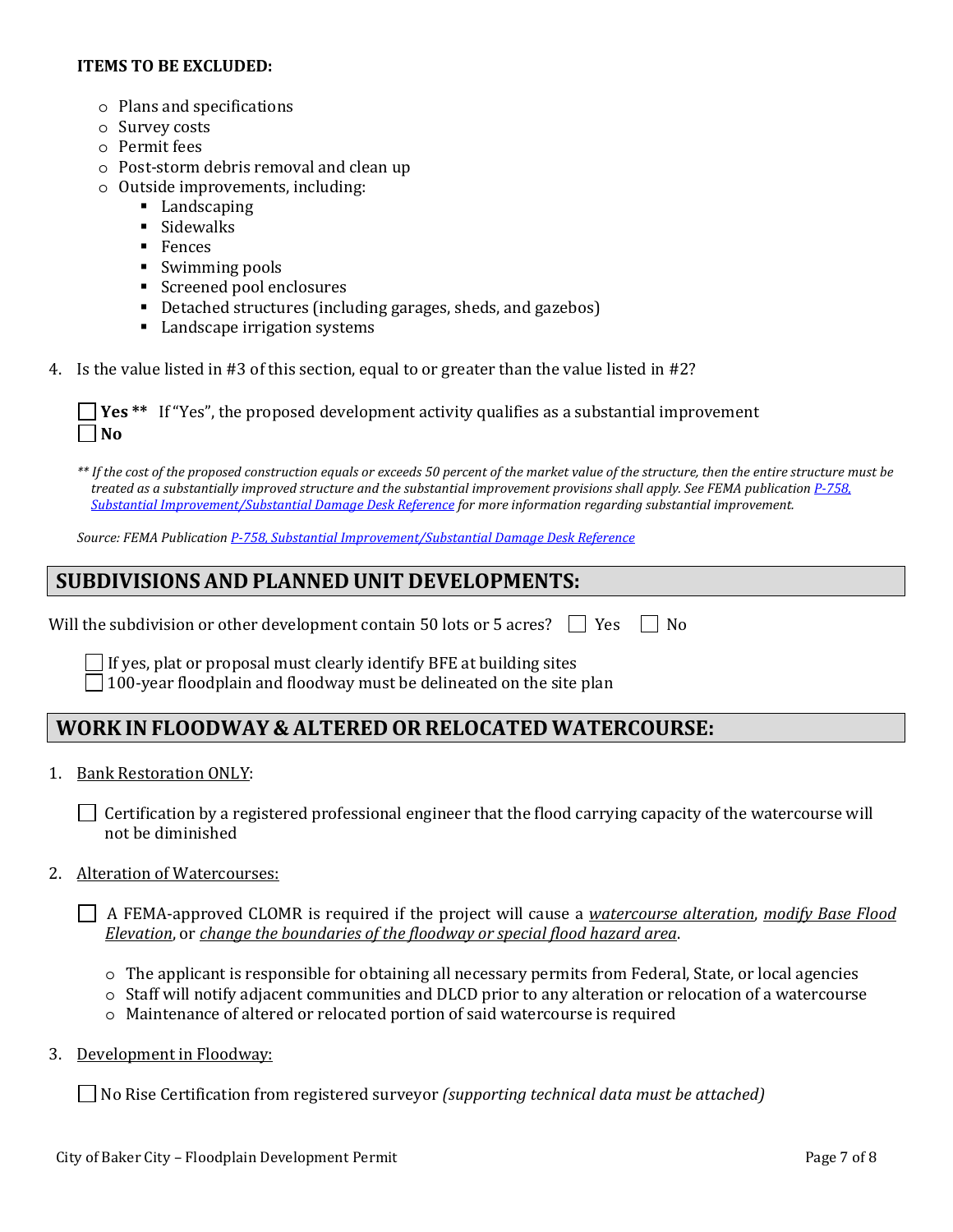**ITEMS TO BE EXCLUDED:**

- Plans and specifications
- Survey costs
- Permit fees
- Post-storm debris removal and clean up
- Outside improvements, including:
  - Landscaping
  - Sidewalks
  - Fences
  - Swimming pools
  - Screened pool enclosures
  - Detached structures (including garages, sheds, and gazebos)
  - Landscape irrigation systems

4. Is the value listed in #3 of this section, equal to or greater than the value listed in #2?

   ☐ **Yes \*\*** If "Yes", the proposed development activity qualifies as a substantial improvement
   ☐ **No**

*\*\* If the cost of the proposed construction equals or exceeds 50 percent of the market value of the structure, then the entire structure must be treated as a substantially improved structure and the substantial improvement provisions shall apply. See FEMA publication P-758, Substantial Improvement/Substantial Damage Desk Reference for more information regarding substantial improvement.*

*Source: FEMA Publication P-758, Substantial Improvement/Substantial Damage Desk Reference*

## SUBDIVISIONS AND PLANNED UNIT DEVELOPMENTS:

Will the subdivision or other development contain 50 lots or 5 acres? ☐ Yes ☐ No

☐ If yes, plat or proposal must clearly identify BFE at building sites
☐ 100-year floodplain and floodway must be delineated on the site plan

## WORK IN FLOODWAY & ALTERED OR RELOCATED WATERCOURSE:

1. Bank Restoration ONLY:

   ☐ Certification by a registered professional engineer that the flood carrying capacity of the watercourse will not be diminished

2. Alteration of Watercourses:

   ☐ A FEMA-approved CLOMR is required if the project will cause a *watercourse alteration*, *modify Base Flood Elevation*, or *change the boundaries of the floodway or special flood hazard area*.

   - The applicant is responsible for obtaining all necessary permits from Federal, State, or local agencies
   - Staff will notify adjacent communities and DLCD prior to any alteration or relocation of a watercourse
   - Maintenance of altered or relocated portion of said watercourse is required

3. Development in Floodway:

   ☐ No Rise Certification from registered surveyor *(supporting technical data must be attached)*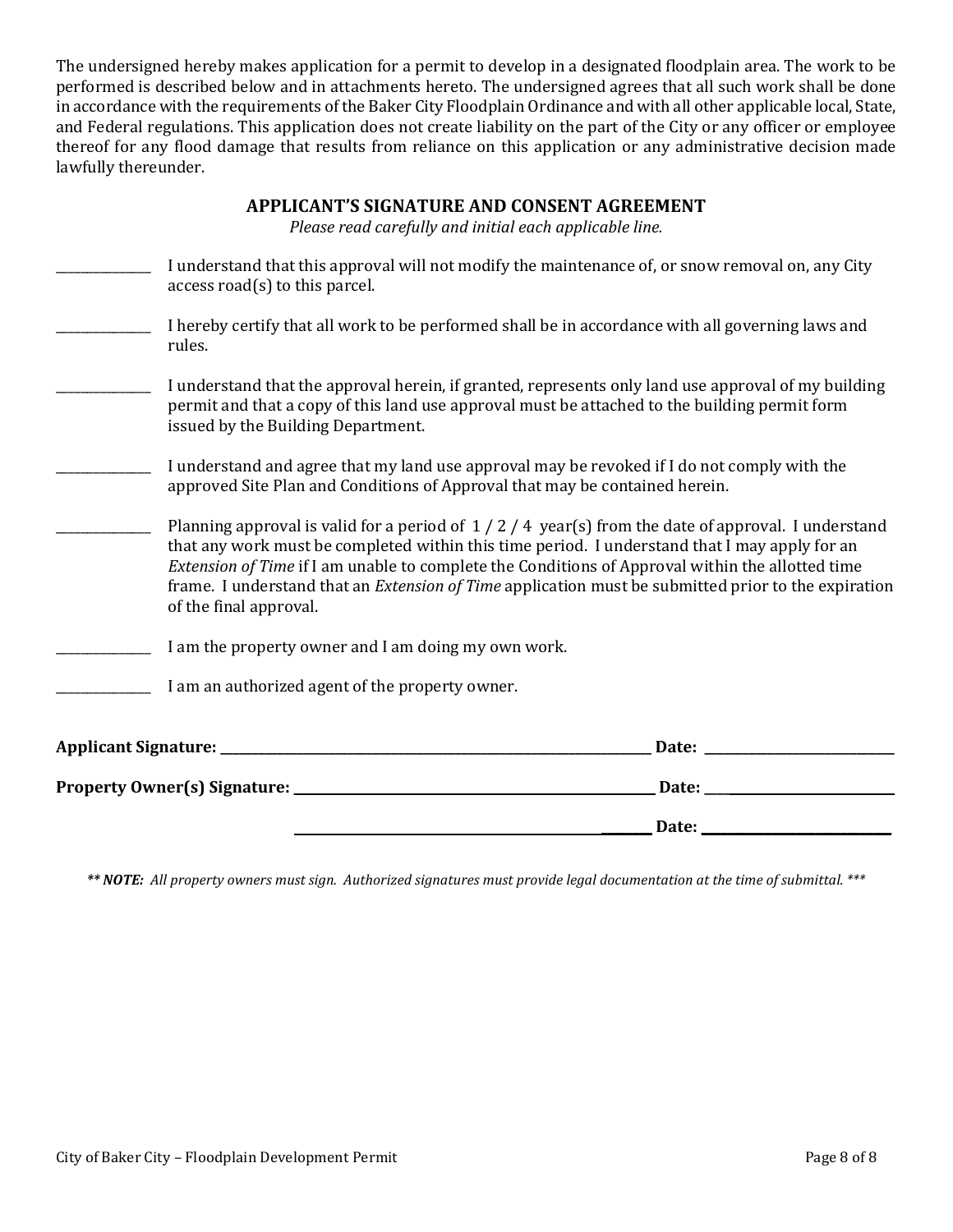The undersigned hereby makes application for a permit to develop in a designated floodplain area. The work to be performed is described below and in attachments hereto. The undersigned agrees that all such work shall be done in accordance with the requirements of the Baker City Floodplain Ordinance and with all other applicable local, State, and Federal regulations. This application does not create liability on the part of the City or any officer or employee thereof for any flood damage that results from reliance on this application or any administrative decision made lawfully thereunder.

## APPLICANT'S SIGNATURE AND CONSENT AGREEMENT

*Please read carefully and initial each applicable line.*

_______________ I understand that this approval will not modify the maintenance of, or snow removal on, any City access road(s) to this parcel.

_______________ I hereby certify that all work to be performed shall be in accordance with all governing laws and rules.

_______________ I understand that the approval herein, if granted, represents only land use approval of my building permit and that a copy of this land use approval must be attached to the building permit form issued by the Building Department.

_______________ I understand and agree that my land use approval may be revoked if I do not comply with the approved Site Plan and Conditions of Approval that may be contained herein.

_______________ Planning approval is valid for a period of 1 / 2 / 4 year(s) from the date of approval. I understand that any work must be completed within this time period. I understand that I may apply for an *Extension of Time* if I am unable to complete the Conditions of Approval within the allotted time frame. I understand that an *Extension of Time* application must be submitted prior to the expiration of the final approval.

_______________ I am the property owner and I am doing my own work.

_______________ I am an authorized agent of the property owner.

**Applicant Signature:** ______________________________________________ **Date:** ____________________

**Property Owner(s) Signature:** _______________________________________ **Date:** ____________________

______________________________________________ **Date:** ____________________

***\*\* NOTE:** All property owners must sign. Authorized signatures must provide legal documentation at the time of submittal. \*\*\**